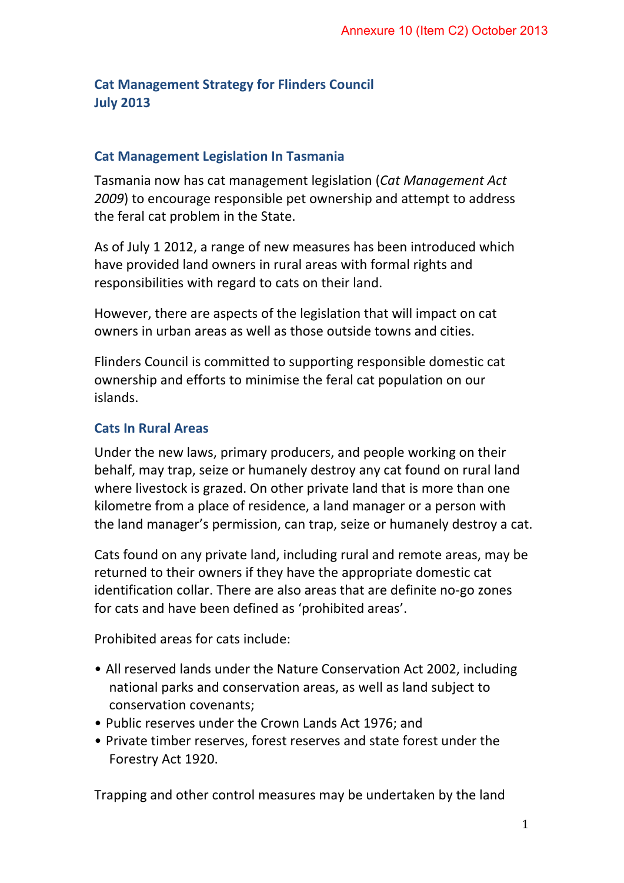Annexure 10 (Item C2) October 2013

# Cat Management Strategy for Flinders Council
# July 2013

## Cat Management Legislation In Tasmania

Tasmania now has cat management legislation (*Cat Management Act 2009*) to encourage responsible pet ownership and attempt to address the feral cat problem in the State.

As of July 1 2012, a range of new measures has been introduced which have provided land owners in rural areas with formal rights and responsibilities with regard to cats on their land.

However, there are aspects of the legislation that will impact on cat owners in urban areas as well as those outside towns and cities.

Flinders Council is committed to supporting responsible domestic cat ownership and efforts to minimise the feral cat population on our islands.

## Cats In Rural Areas

Under the new laws, primary producers, and people working on their behalf, may trap, seize or humanely destroy any cat found on rural land where livestock is grazed. On other private land that is more than one kilometre from a place of residence, a land manager or a person with the land manager's permission, can trap, seize or humanely destroy a cat.

Cats found on any private land, including rural and remote areas, may be returned to their owners if they have the appropriate domestic cat identification collar. There are also areas that are definite no-go zones for cats and have been defined as 'prohibited areas'.

Prohibited areas for cats include:

- All reserved lands under the Nature Conservation Act 2002, including national parks and conservation areas, as well as land subject to conservation covenants;
- Public reserves under the Crown Lands Act 1976; and
- Private timber reserves, forest reserves and state forest under the Forestry Act 1920.

Trapping and other control measures may be undertaken by the land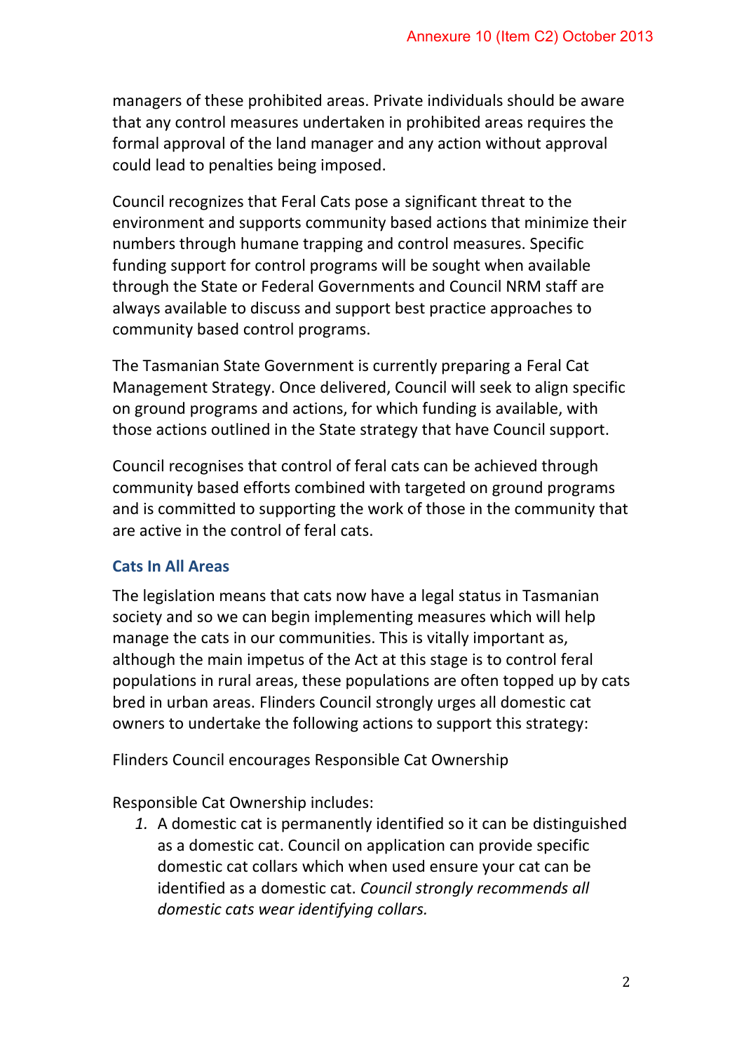managers of these prohibited areas. Private individuals should be aware that any control measures undertaken in prohibited areas requires the formal approval of the land manager and any action without approval could lead to penalties being imposed.

Council recognizes that Feral Cats pose a significant threat to the environment and supports community based actions that minimize their numbers through humane trapping and control measures. Specific funding support for control programs will be sought when available through the State or Federal Governments and Council NRM staff are always available to discuss and support best practice approaches to community based control programs.

The Tasmanian State Government is currently preparing a Feral Cat Management Strategy. Once delivered, Council will seek to align specific on ground programs and actions, for which funding is available, with those actions outlined in the State strategy that have Council support.

Council recognises that control of feral cats can be achieved through community based efforts combined with targeted on ground programs and is committed to supporting the work of those in the community that are active in the control of feral cats.

### Cats In All Areas

The legislation means that cats now have a legal status in Tasmanian society and so we can begin implementing measures which will help manage the cats in our communities. This is vitally important as, although the main impetus of the Act at this stage is to control feral populations in rural areas, these populations are often topped up by cats bred in urban areas. Flinders Council strongly urges all domestic cat owners to undertake the following actions to support this strategy:

Flinders Council encourages Responsible Cat Ownership

Responsible Cat Ownership includes:

1. A domestic cat is permanently identified so it can be distinguished as a domestic cat. Council on application can provide specific domestic cat collars which when used ensure your cat can be identified as a domestic cat. *Council strongly recommends all domestic cats wear identifying collars.*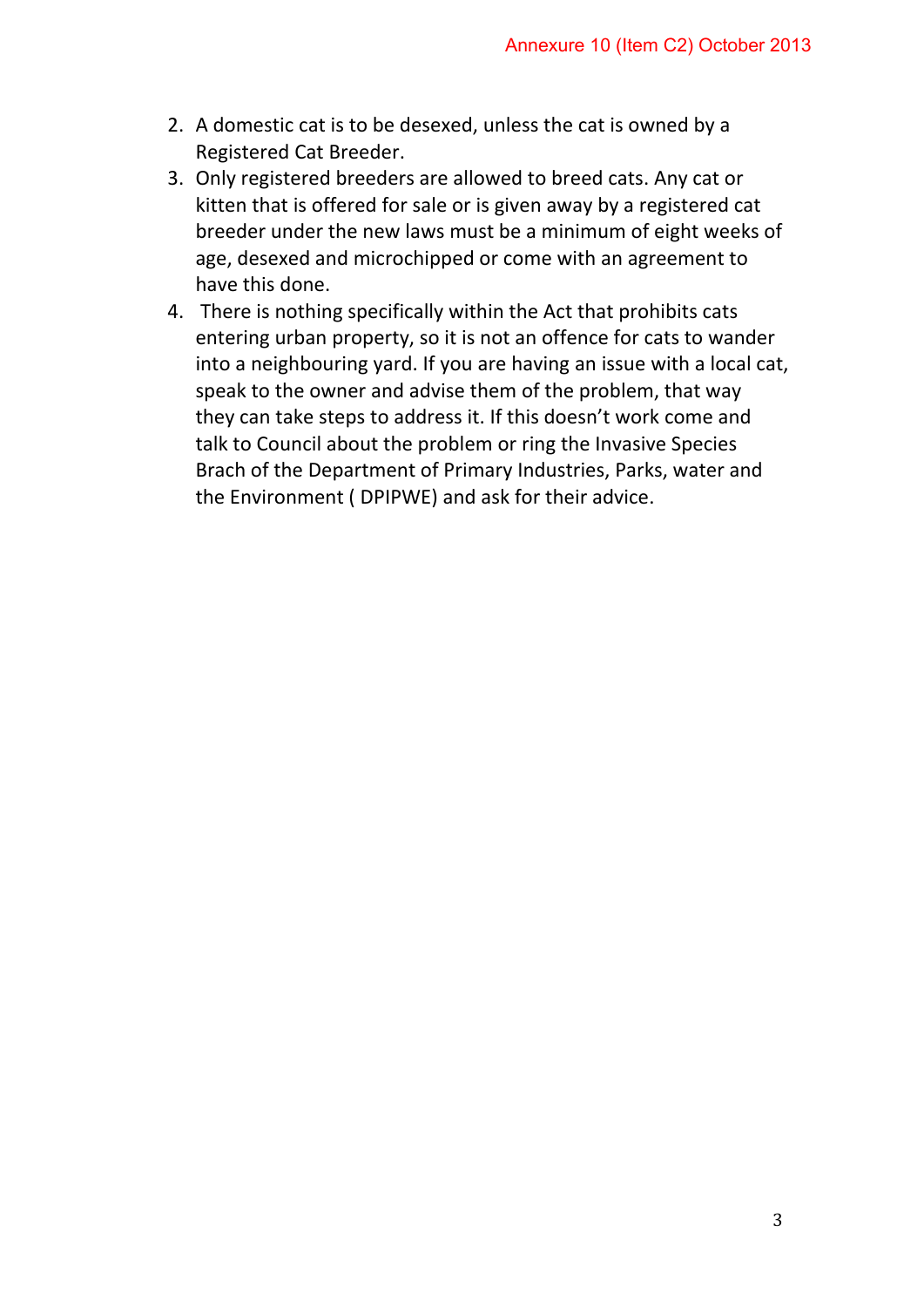2. A domestic cat is to be desexed, unless the cat is owned by a Registered Cat Breeder.
3. Only registered breeders are allowed to breed cats. Any cat or kitten that is offered for sale or is given away by a registered cat breeder under the new laws must be a minimum of eight weeks of age, desexed and microchipped or come with an agreement to have this done.
4. There is nothing specifically within the Act that prohibits cats entering urban property, so it is not an offence for cats to wander into a neighbouring yard. If you are having an issue with a local cat, speak to the owner and advise them of the problem, that way they can take steps to address it. If this doesn't work come and talk to Council about the problem or ring the Invasive Species Brach of the Department of Primary Industries, Parks, water and the Environment ( DPIPWE) and ask for their advice.